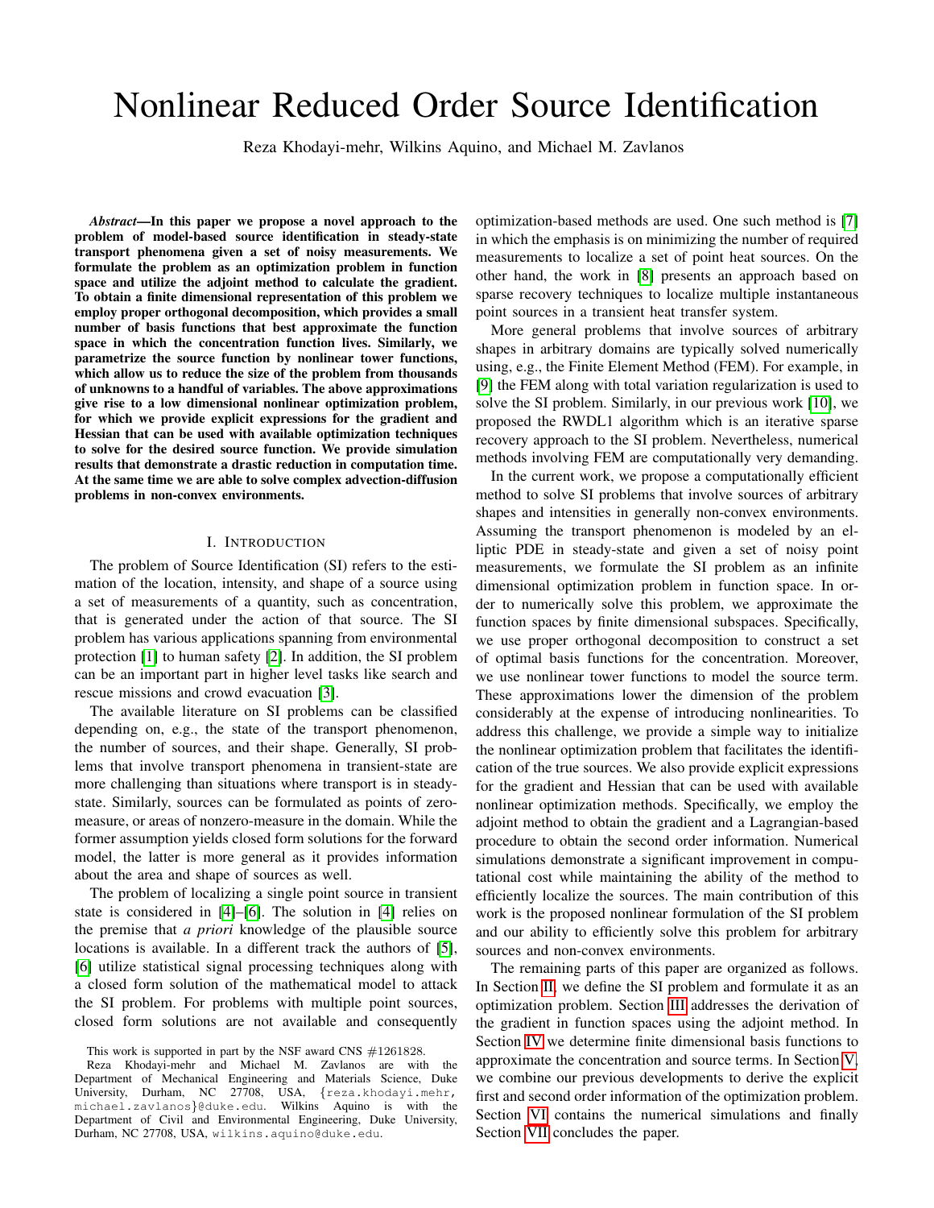# Nonlinear Reduced Order Source Identification

Reza Khodayi-mehr, Wilkins Aquino, and Michael M. Zavlanos

***Abstract*—In this paper we propose a novel approach to the problem of model-based source identification in steady-state transport phenomena given a set of noisy measurements. We formulate the problem as an optimization problem in function space and utilize the adjoint method to calculate the gradient. To obtain a finite dimensional representation of this problem we employ proper orthogonal decomposition, which provides a small number of basis functions that best approximate the function space in which the concentration function lives. Similarly, we parametrize the source function by nonlinear tower functions, which allow us to reduce the size of the problem from thousands of unknowns to a handful of variables. The above approximations give rise to a low dimensional nonlinear optimization problem, for which we provide explicit expressions for the gradient and Hessian that can be used with available optimization techniques to solve for the desired source function. We provide simulation results that demonstrate a drastic reduction in computation time. At the same time we are able to solve complex advection-diffusion problems in non-convex environments.**

## I. Introduction

The problem of Source Identification (SI) refers to the estimation of the location, intensity, and shape of a source using a set of measurements of a quantity, such as concentration, that is generated under the action of that source. The SI problem has various applications spanning from environmental protection [1] to human safety [2]. In addition, the SI problem can be an important part in higher level tasks like search and rescue missions and crowd evacuation [3].

The available literature on SI problems can be classified depending on, e.g., the state of the transport phenomenon, the number of sources, and their shape. Generally, SI problems that involve transport phenomena in transient-state are more challenging than situations where transport is in steady-state. Similarly, sources can be formulated as points of zero-measure, or areas of nonzero-measure in the domain. While the former assumption yields closed form solutions for the forward model, the latter is more general as it provides information about the area and shape of sources as well.

The problem of localizing a single point source in transient state is considered in [4]–[6]. The solution in [4] relies on the premise that *a priori* knowledge of the plausible source locations is available. In a different track the authors of [5], [6] utilize statistical signal processing techniques along with a closed form solution of the mathematical model to attack the SI problem. For problems with multiple point sources, closed form solutions are not available and consequently optimization-based methods are used. One such method is [7] in which the emphasis is on minimizing the number of required measurements to localize a set of point heat sources. On the other hand, the work in [8] presents an approach based on sparse recovery techniques to localize multiple instantaneous point sources in a transient heat transfer system.

More general problems that involve sources of arbitrary shapes in arbitrary domains are typically solved numerically using, e.g., the Finite Element Method (FEM). For example, in [9] the FEM along with total variation regularization is used to solve the SI problem. Similarly, in our previous work [10], we proposed the RWDL1 algorithm which is an iterative sparse recovery approach to the SI problem. Nevertheless, numerical methods involving FEM are computationally very demanding.

In the current work, we propose a computationally efficient method to solve SI problems that involve sources of arbitrary shapes and intensities in generally non-convex environments. Assuming the transport phenomenon is modeled by an elliptic PDE in steady-state and given a set of noisy point measurements, we formulate the SI problem as an infinite dimensional optimization problem in function space. In order to numerically solve this problem, we approximate the function spaces by finite dimensional subspaces. Specifically, we use proper orthogonal decomposition to construct a set of optimal basis functions for the concentration. Moreover, we use nonlinear tower functions to model the source term. These approximations lower the dimension of the problem considerably at the expense of introducing nonlinearities. To address this challenge, we provide a simple way to initialize the nonlinear optimization problem that facilitates the identification of the true sources. We also provide explicit expressions for the gradient and Hessian that can be used with available nonlinear optimization methods. Specifically, we employ the adjoint method to obtain the gradient and a Lagrangian-based procedure to obtain the second order information. Numerical simulations demonstrate a significant improvement in computational cost while maintaining the ability of the method to efficiently localize the sources. The main contribution of this work is the proposed nonlinear formulation of the SI problem and our ability to efficiently solve this problem for arbitrary sources and non-convex environments.

The remaining parts of this paper are organized as follows. In Section II, we define the SI problem and formulate it as an optimization problem. Section III addresses the derivation of the gradient in function spaces using the adjoint method. In Section IV we determine finite dimensional basis functions to approximate the concentration and source terms. In Section V, we combine our previous developments to derive the explicit first and second order information of the optimization problem. Section VI contains the numerical simulations and finally Section VII concludes the paper.

This work is supported in part by the NSF award CNS #1261828.

Reza Khodayi-mehr and Michael M. Zavlanos are with the Department of Mechanical Engineering and Materials Science, Duke University, Durham, NC 27708, USA, {reza.khodayi.mehr, michael.zavlanos}@duke.edu. Wilkins Aquino is with the Department of Civil and Environmental Engineering, Duke University, Durham, NC 27708, USA, wilkins.aquino@duke.edu.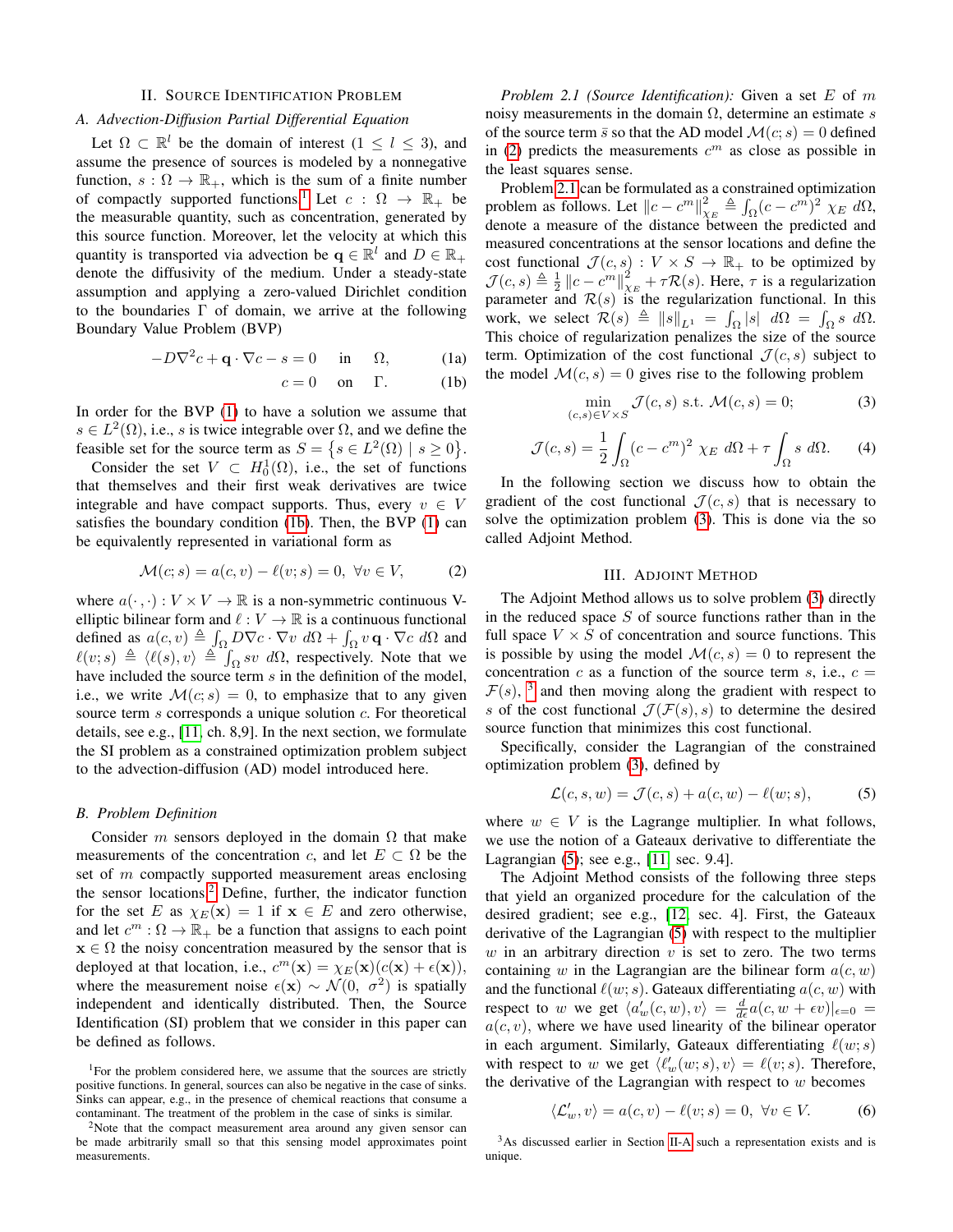## II. Source Identification Problem

### A. Advection-Diffusion Partial Differential Equation

Let $\Omega \subset \mathbb{R}^l$ be the domain of interest ($1 \leq l \leq 3$), and assume the presence of sources is modeled by a nonnegative function, $s : \Omega \to \mathbb{R}_+$, which is the sum of a finite number of compactly supported functions.[1] Let $c : \Omega \to \mathbb{R}_+$ be the measurable quantity, such as concentration, generated by this source function. Moreover, let the velocity at which this quantity is transported via advection be $\mathbf{q} \in \mathbb{R}^l$ and $D \in \mathbb{R}_+$ denote the diffusivity of the medium. Under a steady-state assumption and applying a zero-valued Dirichlet condition to the boundaries $\Gamma$ of domain, we arrive at the following Boundary Value Problem (BVP)

$$-D\nabla^2 c + \mathbf{q} \cdot \nabla c - s = 0 \quad \text{in} \quad \Omega, \tag{1a}$$

$$c = 0 \quad \text{on} \quad \Gamma. \tag{1b}$$

In order for the BVP (1) to have a solution we assume that $s \in L^2(\Omega)$, i.e., $s$ is twice integrable over $\Omega$, and we define the feasible set for the source term as $S = \{s \in L^2(\Omega) \mid s \geq 0\}$.

Consider the set $V \subset H_0^1(\Omega)$, i.e., the set of functions that themselves and their first weak derivatives are twice integrable and have compact supports. Thus, every $v \in V$ satisfies the boundary condition (1b). Then, the BVP (1) can be equivalently represented in variational form as

$$\mathcal{M}(c; s) = a(c, v) - \ell(v; s) = 0, \ \forall v \in V, \tag{2}$$

where $a(\cdot,\cdot) : V \times V \to \mathbb{R}$ is a non-symmetric continuous V-elliptic bilinear form and $\ell : V \to \mathbb{R}$ is a continuous functional defined as $a(c, v) \triangleq \int_\Omega D\nabla c \cdot \nabla v \ d\Omega + \int_\Omega v \, \mathbf{q} \cdot \nabla c \ d\Omega$ and $\ell(v; s) \triangleq \langle \ell(s), v \rangle \triangleq \int_\Omega sv \ d\Omega$, respectively. Note that we have included the source term $s$ in the definition of the model, i.e., we write $\mathcal{M}(c; s) = 0$, to emphasize that to any given source term $s$ corresponds a unique solution $c$. For theoretical details, see e.g., [11, ch. 8,9]. In the next section, we formulate the SI problem as a constrained optimization problem subject to the advection-diffusion (AD) model introduced here.

### B. Problem Definition

Consider $m$ sensors deployed in the domain $\Omega$ that make measurements of the concentration $c$, and let $E \subset \Omega$ be the set of $m$ compactly supported measurement areas enclosing the sensor locations.[2] Define, further, the indicator function for the set $E$ as $\chi_E(\mathbf{x}) = 1$ if $\mathbf{x} \in E$ and zero otherwise, and let $c^m : \Omega \to \mathbb{R}_+$ be a function that assigns to each point $\mathbf{x} \in \Omega$ the noisy concentration measured by the sensor that is deployed at that location, i.e., $c^m(\mathbf{x}) = \chi_E(\mathbf{x})(c(\mathbf{x}) + \epsilon(\mathbf{x}))$, where the measurement noise $\epsilon(\mathbf{x}) \sim \mathcal{N}(0, \sigma^2)$ is spatially independent and identically distributed. Then, the Source Identification (SI) problem that we consider in this paper can be defined as follows.

*Problem 2.1 (Source Identification):* Given a set $E$ of $m$ noisy measurements in the domain $\Omega$, determine an estimate $s$ of the source term $\bar{s}$ so that the AD model $\mathcal{M}(c; s) = 0$ defined in (2) predicts the measurements $c^m$ as close as possible in the least squares sense.

Problem 2.1 can be formulated as a constrained optimization problem as follows. Let $\|c - c^m\|^2_{\chi_E} \triangleq \int_\Omega (c - c^m)^2 \ \chi_E \ d\Omega$, denote a measure of the distance between the predicted and measured concentrations at the sensor locations and define the cost functional $\mathcal{J}(c, s) : V \times S \to \mathbb{R}_+$ to be optimized by $\mathcal{J}(c, s) \triangleq \frac{1}{2}\|c - c^m\|^2_{\chi_E} + \tau \mathcal{R}(s)$. Here, $\tau$ is a regularization parameter and $\mathcal{R}(s)$ is the regularization functional. In this work, we select $\mathcal{R}(s) \triangleq \|s\|_{L^1} = \int_\Omega |s| \ d\Omega = \int_\Omega s \ d\Omega$. This choice of regularization penalizes the size of the source term. Optimization of the cost functional $\mathcal{J}(c, s)$ subject to the model $\mathcal{M}(c, s) = 0$ gives rise to the following problem

$$\min_{(c,s) \in V \times S} \mathcal{J}(c, s) \ \text{s.t.} \ \mathcal{M}(c, s) = 0; \tag{3}$$

$$\mathcal{J}(c, s) = \frac{1}{2} \int_\Omega (c - c^m)^2 \ \chi_E \ d\Omega + \tau \int_\Omega s \ d\Omega. \tag{4}$$

In the following section we discuss how to obtain the gradient of the cost functional $\mathcal{J}(c, s)$ that is necessary to solve the optimization problem (3). This is done via the so called Adjoint Method.

## III. Adjoint Method

The Adjoint Method allows us to solve problem (3) directly in the reduced space $S$ of source functions rather than in the full space $V \times S$ of concentration and source functions. This is possible by using the model $\mathcal{M}(c, s) = 0$ to represent the concentration $c$ as a function of the source term $s$, i.e., $c = \mathcal{F}(s)$, [3] and then moving along the gradient with respect to $s$ of the cost functional $\mathcal{J}(\mathcal{F}(s), s)$ to determine the desired source function that minimizes this cost functional.

Specifically, consider the Lagrangian of the constrained optimization problem (3), defined by

$$\mathcal{L}(c, s, w) = \mathcal{J}(c, s) + a(c, w) - \ell(w; s), \tag{5}$$

where $w \in V$ is the Lagrange multiplier. In what follows, we use the notion of a Gateaux derivative to differentiate the Lagrangian (5); see e.g., [11, sec. 9.4].

The Adjoint Method consists of the following three steps that yield an organized procedure for the calculation of the desired gradient; see e.g., [12, sec. 4]. First, the Gateaux derivative of the Lagrangian (5) with respect to the multiplier $w$ in an arbitrary direction $v$ is set to zero. The two terms containing $w$ in the Lagrangian are the bilinear form $a(c, w)$ and the functional $\ell(w; s)$. Gateaux differentiating $a(c, w)$ with respect to $w$ we get $\langle a'_w(c, w), v \rangle = \frac{d}{d\epsilon} a(c, w + \epsilon v)|_{\epsilon=0} = a(c, v)$, where we have used linearity of the bilinear operator in each argument. Similarly, Gateaux differentiating $\ell(w; s)$ with respect to $w$ we get $\langle \ell'_w(w; s), v \rangle = \ell(v; s)$. Therefore, the derivative of the Lagrangian with respect to $w$ becomes

$$\langle \mathcal{L}'_w, v \rangle = a(c, v) - \ell(v; s) = 0, \ \forall v \in V. \tag{6}$$

---

[1] For the problem considered here, we assume that the sources are strictly positive functions. In general, sources can also be negative in the case of sinks. Sinks can appear, e.g., in the presence of chemical reactions that consume a contaminant. The treatment of the problem in the case of sinks is similar.

[2] Note that the compact measurement area around any given sensor can be made arbitrarily small so that this sensing model approximates point measurements.

[3] As discussed earlier in Section II-A such a representation exists and is unique.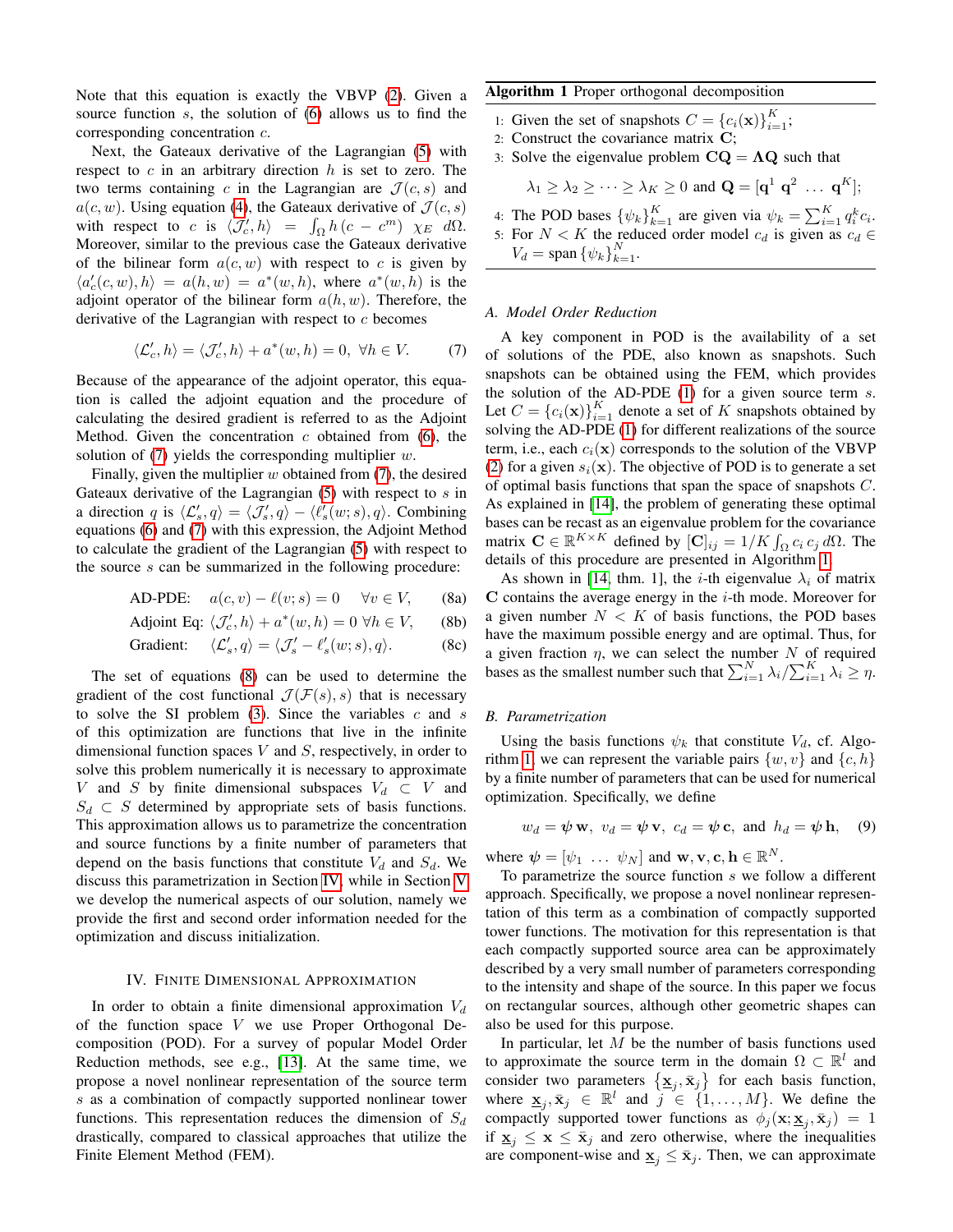Note that this equation is exactly the VBVP (2). Given a source function $s$, the solution of (6) allows us to find the corresponding concentration $c$.

Next, the Gateaux derivative of the Lagrangian (5) with respect to $c$ in an arbitrary direction $h$ is set to zero. The two terms containing $c$ in the Lagrangian are $\mathcal{J}(c,s)$ and $a(c,w)$. Using equation (4), the Gateaux derivative of $\mathcal{J}(c,s)$ with respect to $c$ is $\langle \mathcal{J}_c', h\rangle = \int_\Omega h\,(c - c^m)\;\chi_E\;d\Omega$. Moreover, similar to the previous case the Gateaux derivative of the bilinear form $a(c,w)$ with respect to $c$ is given by $\langle a_c'(c,w), h\rangle = a(h,w) = a^*(w,h)$, where $a^*(w,h)$ is the adjoint operator of the bilinear form $a(h,w)$. Therefore, the derivative of the Lagrangian with respect to $c$ becomes

$$\langle \mathcal{L}_c', h\rangle = \langle \mathcal{J}_c', h\rangle + a^*(w,h) = 0,\ \forall h \in V. \tag{7}$$

Because of the appearance of the adjoint operator, this equation is called the adjoint equation and the procedure of calculating the desired gradient is referred to as the Adjoint Method. Given the concentration $c$ obtained from (6), the solution of (7) yields the corresponding multiplier $w$.

Finally, given the multiplier $w$ obtained from (7), the desired Gateaux derivative of the Lagrangian (5) with respect to $s$ in a direction $q$ is $\langle \mathcal{L}_s', q\rangle = \langle \mathcal{J}_s', q\rangle - \langle \ell_s'(w;s), q\rangle$. Combining equations (6) and (7) with this expression, the Adjoint Method to calculate the gradient of the Lagrangian (5) with respect to the source $s$ can be summarized in the following procedure:

$$\text{AD-PDE:}\quad a(c,v) - \ell(v;s) = 0 \quad \forall v \in V, \tag{8a}$$

$$\text{Adjoint Eq:}\ \langle \mathcal{J}_c', h\rangle + a^*(w,h) = 0\ \forall h \in V, \tag{8b}$$

$$\text{Gradient:}\quad \langle \mathcal{L}_s', q\rangle = \langle \mathcal{J}_s' - \ell_s'(w;s), q\rangle. \tag{8c}$$

The set of equations (8) can be used to determine the gradient of the cost functional $\mathcal{J}(\mathcal{F}(s), s)$ that is necessary to solve the SI problem (3). Since the variables $c$ and $s$ of this optimization are functions that live in the infinite dimensional function spaces $V$ and $S$, respectively, in order to solve this problem numerically it is necessary to approximate $V$ and $S$ by finite dimensional subspaces $V_d \subset V$ and $S_d \subset S$ determined by appropriate sets of basis functions. This approximation allows us to parametrize the concentration and source functions by a finite number of parameters that depend on the basis functions that constitute $V_d$ and $S_d$. We discuss this parametrization in Section IV, while in Section V we develop the numerical aspects of our solution, namely we provide the first and second order information needed for the optimization and discuss initialization.

## IV. Finite Dimensional Approximation

In order to obtain a finite dimensional approximation $V_d$ of the function space $V$ we use Proper Orthogonal Decomposition (POD). For a survey of popular Model Order Reduction methods, see e.g., [13]. At the same time, we propose a novel nonlinear representation of the source term $s$ as a combination of compactly supported nonlinear tower functions. This representation reduces the dimension of $S_d$ drastically, compared to classical approaches that utilize the Finite Element Method (FEM).

---

**Algorithm 1** Proper orthogonal decomposition

1: Given the set of snapshots $C = \{c_i(\mathbf{x})\}_{i=1}^K$;
2: Construct the covariance matrix $\mathbf{C}$;
3: Solve the eigenvalue problem $\mathbf{C}\mathbf{Q} = \mathbf{\Lambda}\mathbf{Q}$ such that

$$\lambda_1 \geq \lambda_2 \geq \cdots \geq \lambda_K \geq 0 \text{ and } \mathbf{Q} = [\mathbf{q}^1\ \mathbf{q}^2\ \ldots\ \mathbf{q}^K];$$

4: The POD bases $\{\psi_k\}_{k=1}^K$ are given via $\psi_k = \sum_{i=1}^K q_i^k c_i$.
5: For $N < K$ the reduced order model $c_d$ is given as $c_d \in V_d = \text{span}\,\{\psi_k\}_{k=1}^N$.

---

### A. Model Order Reduction

A key component in POD is the availability of a set of solutions of the PDE, also known as snapshots. Such snapshots can be obtained using the FEM, which provides the solution of the AD-PDE (1) for a given source term $s$. Let $C = \{c_i(\mathbf{x})\}_{i=1}^K$ denote a set of $K$ snapshots obtained by solving the AD-PDE (1) for different realizations of the source term, i.e., each $c_i(\mathbf{x})$ corresponds to the solution of the VBVP (2) for a given $s_i(\mathbf{x})$. The objective of POD is to generate a set of optimal basis functions that span the space of snapshots $C$. As explained in [14], the problem of generating these optimal bases can be recast as an eigenvalue problem for the covariance matrix $\mathbf{C} \in \mathbb{R}^{K\times K}$ defined by $[\mathbf{C}]_{ij} = 1/K \int_\Omega c_i\, c_j\, d\Omega$. The details of this procedure are presented in Algorithm 1.

As shown in [14, thm. 1], the $i$-th eigenvalue $\lambda_i$ of matrix $\mathbf{C}$ contains the average energy in the $i$-th mode. Moreover for a given number $N < K$ of basis functions, the POD bases have the maximum possible energy and are optimal. Thus, for a given fraction $\eta$, we can select the number $N$ of required bases as the smallest number such that $\sum_{i=1}^N \lambda_i / \sum_{i=1}^K \lambda_i \geq \eta$.

### B. Parametrization

Using the basis functions $\psi_k$ that constitute $V_d$, cf. Algorithm 1, we can represent the variable pairs $\{w, v\}$ and $\{c, h\}$ by a finite number of parameters that can be used for numerical optimization. Specifically, we define

$$w_d = \boldsymbol{\psi}\,\mathbf{w},\ v_d = \boldsymbol{\psi}\,\mathbf{v},\ c_d = \boldsymbol{\psi}\,\mathbf{c},\ \text{and}\ h_d = \boldsymbol{\psi}\,\mathbf{h}, \tag{9}$$

where $\boldsymbol{\psi} = [\psi_1\ \ldots\ \psi_N]$ and $\mathbf{w}, \mathbf{v}, \mathbf{c}, \mathbf{h} \in \mathbb{R}^N$.

To parametrize the source function $s$ we follow a different approach. Specifically, we propose a novel nonlinear representation of this term as a combination of compactly supported tower functions. The motivation for this representation is that each compactly supported source area can be approximately described by a very small number of parameters corresponding to the intensity and shape of the source. In this paper we focus on rectangular sources, although other geometric shapes can also be used for this purpose.

In particular, let $M$ be the number of basis functions used to approximate the source term in the domain $\Omega \subset \mathbb{R}^l$ and consider two parameters $\{\underline{\mathbf{x}}_j, \bar{\mathbf{x}}_j\}$ for each basis function, where $\underline{\mathbf{x}}_j, \bar{\mathbf{x}}_j \in \mathbb{R}^l$ and $j \in \{1, \ldots, M\}$. We define the compactly supported tower functions as $\phi_j(\mathbf{x}; \underline{\mathbf{x}}_j, \bar{\mathbf{x}}_j) = 1$ if $\underline{\mathbf{x}}_j \leq \mathbf{x} \leq \bar{\mathbf{x}}_j$ and zero otherwise, where the inequalities are component-wise and $\underline{\mathbf{x}}_j \leq \bar{\mathbf{x}}_j$. Then, we can approximate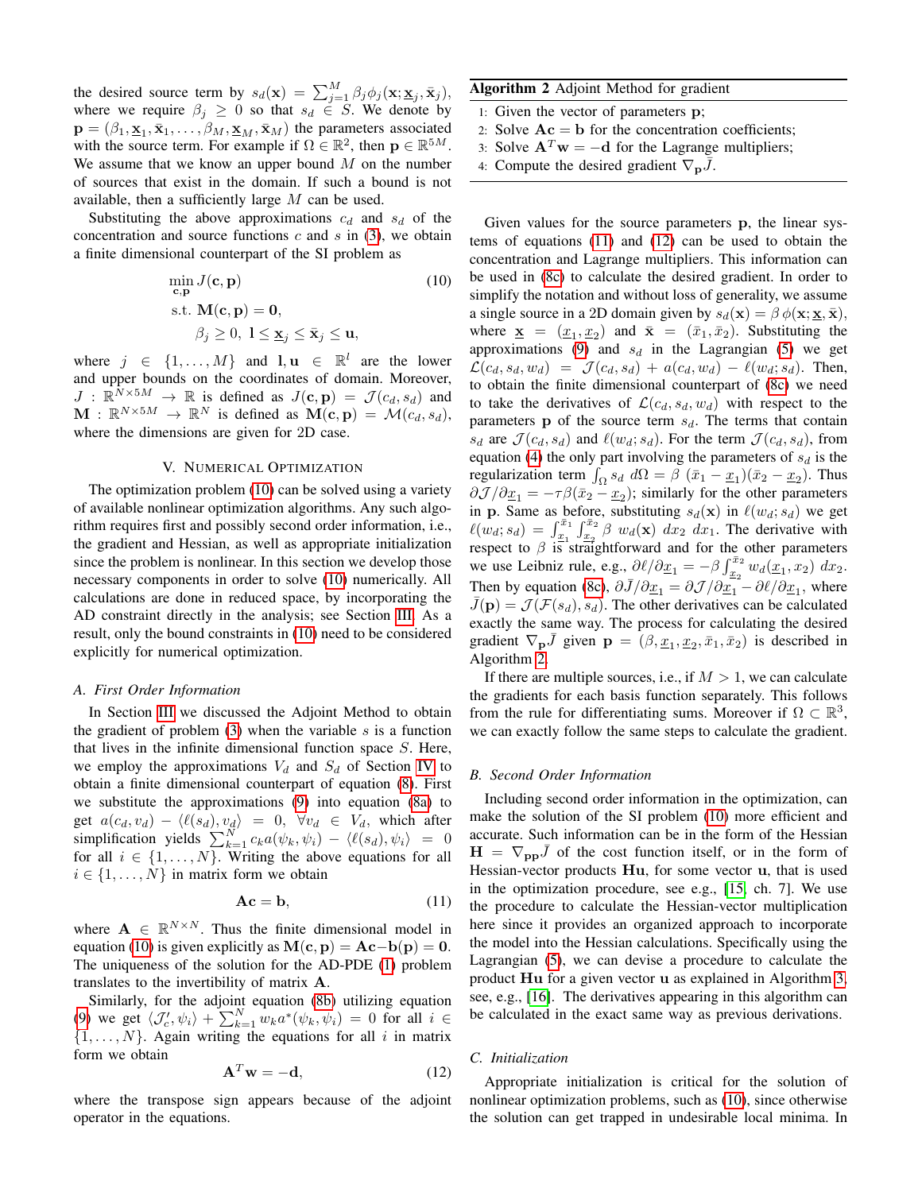the desired source term by $s_d(\mathbf{x}) = \sum_{j=1}^{M} \beta_j \phi_j(\mathbf{x}; \underline{\mathbf{x}}_j, \bar{\mathbf{x}}_j)$, where we require $\beta_j \geq 0$ so that $s_d \in S$. We denote by $\mathbf{p} = (\beta_1, \underline{\mathbf{x}}_1, \bar{\mathbf{x}}_1, \ldots, \beta_M, \underline{\mathbf{x}}_M, \bar{\mathbf{x}}_M)$ the parameters associated with the source term. For example if $\Omega \in \mathbb{R}^2$, then $\mathbf{p} \in \mathbb{R}^{5M}$. We assume that we know an upper bound $M$ on the number of sources that exist in the domain. If such a bound is not available, then a sufficiently large $M$ can be used.

Substituting the above approximations $c_d$ and $s_d$ of the concentration and source functions $c$ and $s$ in (3), we obtain a finite dimensional counterpart of the SI problem as

$$\begin{aligned} &\min_{\mathbf{c},\mathbf{p}} J(\mathbf{c}, \mathbf{p}) \\ &\text{s.t. } \mathbf{M}(\mathbf{c}, \mathbf{p}) = \mathbf{0}, \\ &\qquad \beta_j \geq 0,\ \mathbf{l} \leq \underline{\mathbf{x}}_j \leq \bar{\mathbf{x}}_j \leq \mathbf{u}, \end{aligned} \tag{10}$$

where $j \in \{1, \ldots, M\}$ and $\mathbf{l}, \mathbf{u} \in \mathbb{R}^l$ are the lower and upper bounds on the coordinates of domain. Moreover, $J : \mathbb{R}^{N \times 5M} \to \mathbb{R}$ is defined as $J(\mathbf{c}, \mathbf{p}) = \mathcal{J}(c_d, s_d)$ and $\mathbf{M} : \mathbb{R}^{N \times 5M} \to \mathbb{R}^N$ is defined as $\mathbf{M}(\mathbf{c}, \mathbf{p}) = \mathcal{M}(c_d, s_d)$, where the dimensions are given for 2D case.

## V. Numerical Optimization

The optimization problem (10) can be solved using a variety of available nonlinear optimization algorithms. Any such algorithm requires first and possibly second order information, i.e., the gradient and Hessian, as well as appropriate initialization since the problem is nonlinear. In this section we develop those necessary components in order to solve (10) numerically. All calculations are done in reduced space, by incorporating the AD constraint directly in the analysis; see Section III. As a result, only the bound constraints in (10) need to be considered explicitly for numerical optimization.

### A. First Order Information

In Section III we discussed the Adjoint Method to obtain the gradient of problem (3) when the variable $s$ is a function that lives in the infinite dimensional function space $S$. Here, we employ the approximations $V_d$ and $S_d$ of Section IV to obtain a finite dimensional counterpart of equation (8). First we substitute the approximations (9) into equation (8a) to get $a(c_d, v_d) - \langle \ell(s_d), v_d \rangle = 0,\ \forall v_d \in V_d$, which after simplification yields $\sum_{k=1}^{N} c_k a(\psi_k, \psi_i) - \langle \ell(s_d), \psi_i \rangle = 0$ for all $i \in \{1, \ldots, N\}$. Writing the above equations for all $i \in \{1, \ldots, N\}$ in matrix form we obtain

$$\mathbf{A}\mathbf{c} = \mathbf{b}, \tag{11}$$

where $\mathbf{A} \in \mathbb{R}^{N \times N}$. Thus the finite dimensional model in equation (10) is given explicitly as $\mathbf{M}(\mathbf{c}, \mathbf{p}) = \mathbf{A}\mathbf{c} - \mathbf{b}(\mathbf{p}) = \mathbf{0}$. The uniqueness of the solution for the AD-PDE (1) problem translates to the invertibility of matrix $\mathbf{A}$.

Similarly, for the adjoint equation (8b) utilizing equation (9) we get $\langle \mathcal{J}'_c, \psi_i \rangle + \sum_{k=1}^{N} w_k a^*(\psi_k, \psi_i) = 0$ for all $i \in \{1, \ldots, N\}$. Again writing the equations for all $i$ in matrix form we obtain

$$\mathbf{A}^T \mathbf{w} = -\mathbf{d}, \tag{12}$$

where the transpose sign appears because of the adjoint operator in the equations.

**Algorithm 2** Adjoint Method for gradient

1. Given the vector of parameters $\mathbf{p}$;
2. Solve $\mathbf{A}\mathbf{c} = \mathbf{b}$ for the concentration coefficients;
3. Solve $\mathbf{A}^T\mathbf{w} = -\mathbf{d}$ for the Lagrange multipliers;
4. Compute the desired gradient $\nabla_{\mathbf{p}} \bar{J}$.

Given values for the source parameters $\mathbf{p}$, the linear systems of equations (11) and (12) can be used to obtain the concentration and Lagrange multipliers. This information can be used in (8c) to calculate the desired gradient. In order to simplify the notation and without loss of generality, we assume a single source in a 2D domain given by $s_d(\mathbf{x}) = \beta\, \phi(\mathbf{x}; \underline{\mathbf{x}}, \bar{\mathbf{x}})$, where $\underline{\mathbf{x}} = (\underline{x}_1, \underline{x}_2)$ and $\bar{\mathbf{x}} = (\bar{x}_1, \bar{x}_2)$. Substituting the approximations (9) and $s_d$ in the Lagrangian (5) we get $\mathcal{L}(c_d, s_d, w_d) = \mathcal{J}(c_d, s_d) + a(c_d, w_d) - \ell(w_d; s_d)$. Then, to obtain the finite dimensional counterpart of (8c) we need to take the derivatives of $\mathcal{L}(c_d, s_d, w_d)$ with respect to the parameters $\mathbf{p}$ of the source term $s_d$. The terms that contain $s_d$ are $\mathcal{J}(c_d, s_d)$ and $\ell(w_d; s_d)$. For the term $\mathcal{J}(c_d, s_d)$, from equation (4) the only part involving the parameters of $s_d$ is the regularization term $\int_\Omega s_d\ d\Omega = \beta\ (\bar{x}_1 - \underline{x}_1)(\bar{x}_2 - \underline{x}_2)$. Thus $\partial \mathcal{J}/\partial \underline{x}_1 = -\tau\beta(\bar{x}_2 - \underline{x}_2)$; similarly for the other parameters in $\mathbf{p}$. Same as before, substituting $s_d(\mathbf{x})$ in $\ell(w_d; s_d)$ we get $\ell(w_d; s_d) = \int_{\underline{x}_1}^{\bar{x}_1} \int_{\underline{x}_2}^{\bar{x}_2} \beta\ w_d(\mathbf{x})\ dx_2\ dx_1$. The derivative with respect to $\beta$ is straightforward and for the other parameters we use Leibniz rule, e.g., $\partial \ell/\partial \underline{x}_1 = -\beta \int_{\underline{x}_2}^{\bar{x}_2} w_d(\underline{x}_1, x_2)\ dx_2$. Then by equation (8c), $\partial \bar{J}/\partial \underline{x}_1 = \partial \mathcal{J}/\partial \underline{x}_1 - \partial \ell/\partial \underline{x}_1$, where $\bar{J}(\mathbf{p}) = \mathcal{J}(\mathcal{F}(s_d), s_d)$. The other derivatives can be calculated exactly the same way. The process for calculating the desired gradient $\nabla_{\mathbf{p}} \bar{J}$ given $\mathbf{p} = (\beta, \underline{x}_1, \underline{x}_2, \bar{x}_1, \bar{x}_2)$ is described in Algorithm 2.

If there are multiple sources, i.e., if $M > 1$, we can calculate the gradients for each basis function separately. This follows from the rule for differentiating sums. Moreover if $\Omega \subset \mathbb{R}^3$, we can exactly follow the same steps to calculate the gradient.

### B. Second Order Information

Including second order information in the optimization, can make the solution of the SI problem (10) more efficient and accurate. Such information can be in the form of the Hessian $\mathbf{H} = \nabla_{\mathbf{pp}} \bar{J}$ of the cost function itself, or in the form of Hessian-vector products $\mathbf{H}\mathbf{u}$, for some vector $\mathbf{u}$, that is used in the optimization procedure, see e.g., [15, ch. 7]. We use the procedure to calculate the Hessian-vector multiplication here since it provides an organized approach to incorporate the model into the Hessian calculations. Specifically using the Lagrangian (5), we can devise a procedure to calculate the product $\mathbf{H}\mathbf{u}$ for a given vector $\mathbf{u}$ as explained in Algorithm 3, see, e.g., [16]. The derivatives appearing in this algorithm can be calculated in the exact same way as previous derivations.

### C. Initialization

Appropriate initialization is critical for the solution of nonlinear optimization problems, such as (10), since otherwise the solution can get trapped in undesirable local minima. In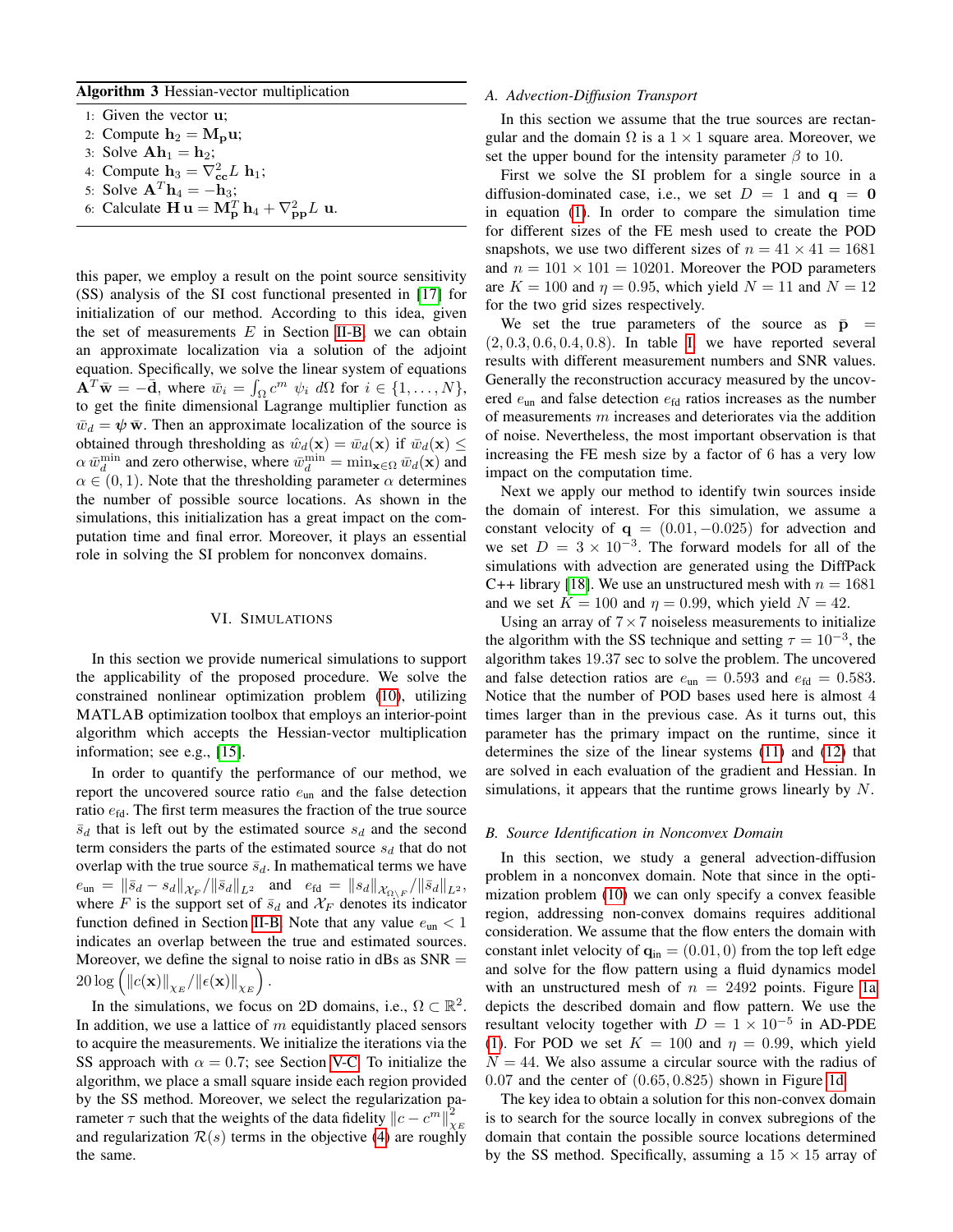**Algorithm 3** Hessian-vector multiplication

1: Given the vector $\mathbf{u}$;
2: Compute $\mathbf{h}_2 = \mathbf{M_p}\mathbf{u}$;
3: Solve $\mathbf{A}\mathbf{h}_1 = \mathbf{h}_2$;
4: Compute $\mathbf{h}_3 = \nabla^2_{\mathbf{cc}} L\ \mathbf{h}_1$;
5: Solve $\mathbf{A}^T \mathbf{h}_4 = -\mathbf{h}_3$;
6: Calculate $\mathbf{H}\,\mathbf{u} = \mathbf{M}_\mathbf{p}^T\,\mathbf{h}_4 + \nabla^2_{\mathbf{pp}} L\ \mathbf{u}$.

this paper, we employ a result on the point source sensitivity (SS) analysis of the SI cost functional presented in [17] for initialization of our method. According to this idea, given the set of measurements $E$ in Section II-B, we can obtain an approximate localization via a solution of the adjoint equation. Specifically, we solve the linear system of equations $\mathbf{A}^T\bar{\mathbf{w}} = -\bar{\mathbf{d}}$, where $\bar{w}_i = \int_\Omega c^m\ \psi_i\ d\Omega$ for $i \in \{1,\ldots,N\}$, to get the finite dimensional Lagrange multiplier function as $\bar{w}_d = \boldsymbol{\psi}\,\bar{\mathbf{w}}$. Then an approximate localization of the source is obtained through thresholding as $\hat{w}_d(\mathbf{x}) = \bar{w}_d(\mathbf{x})$ if $\bar{w}_d(\mathbf{x}) \leq \alpha\,\bar{w}_d^{\min}$ and zero otherwise, where $\bar{w}_d^{\min} = \min_{\mathbf{x}\in\Omega}\bar{w}_d(\mathbf{x})$ and $\alpha \in (0,1)$. Note that the thresholding parameter $\alpha$ determines the number of possible source locations. As shown in the simulations, this initialization has a great impact on the computation time and final error. Moreover, it plays an essential role in solving the SI problem for nonconvex domains.

## VI. Simulations

In this section we provide numerical simulations to support the applicability of the proposed procedure. We solve the constrained nonlinear optimization problem (10), utilizing MATLAB optimization toolbox that employs an interior-point algorithm which accepts the Hessian-vector multiplication information; see e.g., [15].

In order to quantify the performance of our method, we report the uncovered source ratio $e_{\text{un}}$ and the false detection ratio $e_{\text{fd}}$. The first term measures the fraction of the true source $\bar{s}_d$ that is left out by the estimated source $s_d$ and the second term considers the parts of the estimated source $s_d$ that do not overlap with the true source $\bar{s}_d$. In mathematical terms we have $e_{\text{un}} = \|\bar{s}_d - s_d\|_{\mathcal{X}_F}/\|\bar{s}_d\|_{L^2}$ and $e_{\text{fd}} = \|s_d\|_{\mathcal{X}_{\Omega\setminus F}}/\|\bar{s}_d\|_{L^2}$, where $F$ is the support set of $\bar{s}_d$ and $\mathcal{X}_F$ denotes its indicator function defined in Section II-B. Note that any value $e_{\text{un}} < 1$ indicates an overlap between the true and estimated sources. Moreover, we define the signal to noise ratio in dBs as $\text{SNR} = 20\log\left(\|c(\mathbf{x})\|_{\chi_E}/\|\epsilon(\mathbf{x})\|_{\chi_E}\right)$.

In the simulations, we focus on 2D domains, i.e., $\Omega \subset \mathbb{R}^2$. In addition, we use a lattice of $m$ equidistantly placed sensors to acquire the measurements. We initialize the iterations via the SS approach with $\alpha = 0.7$; see Section V-C. To initialize the algorithm, we place a small square inside each region provided by the SS method. Moreover, we select the regularization parameter $\tau$ such that the weights of the data fidelity $\|c - c^m\|^2_{\chi_E}$ and regularization $\mathcal{R}(s)$ terms in the objective (4) are roughly the same.

### A. Advection-Diffusion Transport

In this section we assume that the true sources are rectangular and the domain $\Omega$ is a $1\times 1$ square area. Moreover, we set the upper bound for the intensity parameter $\beta$ to 10.

First we solve the SI problem for a single source in a diffusion-dominated case, i.e., we set $D = 1$ and $\mathbf{q} = \mathbf{0}$ in equation (1). In order to compare the simulation time for different sizes of the FE mesh used to create the POD snapshots, we use two different sizes of $n = 41\times 41 = 1681$ and $n = 101\times 101 = 10201$. Moreover the POD parameters are $K = 100$ and $\eta = 0.95$, which yield $N = 11$ and $N = 12$ for the two grid sizes respectively.

We set the true parameters of the source as $\bar{\mathbf{p}} = (2, 0.3, 0.6, 0.4, 0.8)$. In table I, we have reported several results with different measurement numbers and SNR values. Generally the reconstruction accuracy measured by the uncovered $e_{\text{un}}$ and false detection $e_{\text{fd}}$ ratios increases as the number of measurements $m$ increases and deteriorates via the addition of noise. Nevertheless, the most important observation is that increasing the FE mesh size by a factor of 6 has a very low impact on the computation time.

Next we apply our method to identify twin sources inside the domain of interest. For this simulation, we assume a constant velocity of $\mathbf{q} = (0.01, -0.025)$ for advection and we set $D = 3\times 10^{-3}$. The forward models for all of the simulations with advection are generated using the DiffPack C++ library [18]. We use an unstructured mesh with $n = 1681$ and we set $K = 100$ and $\eta = 0.99$, which yield $N = 42$.

Using an array of $7\times 7$ noiseless measurements to initialize the algorithm with the SS technique and setting $\tau = 10^{-3}$, the algorithm takes 19.37 sec to solve the problem. The uncovered and false detection ratios are $e_{\text{un}} = 0.593$ and $e_{\text{fd}} = 0.583$. Notice that the number of POD bases used here is almost 4 times larger than in the previous case. As it turns out, this parameter has the primary impact on the runtime, since it determines the size of the linear systems (11) and (12) that are solved in each evaluation of the gradient and Hessian. In simulations, it appears that the runtime grows linearly by $N$.

### B. Source Identification in Nonconvex Domain

In this section, we study a general advection-diffusion problem in a nonconvex domain. Note that since in the optimization problem (10) we can only specify a convex feasible region, addressing non-convex domains requires additional consideration. We assume that the flow enters the domain with constant inlet velocity of $\mathbf{q}_{\text{in}} = (0.01, 0)$ from the top left edge and solve for the flow pattern using a fluid dynamics model with an unstructured mesh of $n = 2492$ points. Figure 1a depicts the described domain and flow pattern. We use the resultant velocity together with $D = 1\times 10^{-5}$ in AD-PDE (1). For POD we set $K = 100$ and $\eta = 0.99$, which yield $N = 44$. We also assume a circular source with the radius of 0.07 and the center of $(0.65, 0.825)$ shown in Figure 1d.

The key idea to obtain a solution for this non-convex domain is to search for the source locally in convex subregions of the domain that contain the possible source locations determined by the SS method. Specifically, assuming a $15\times 15$ array of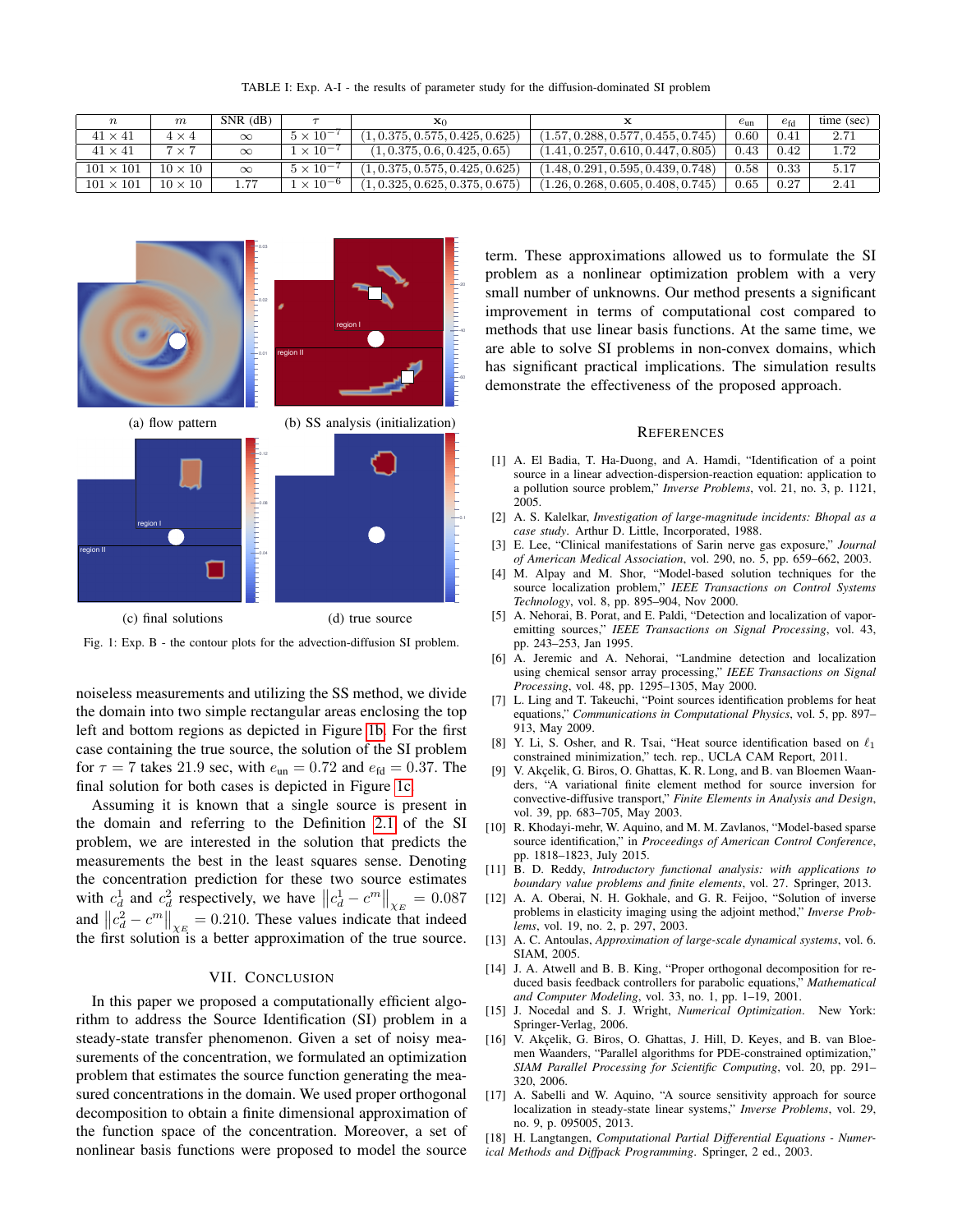TABLE I: Exp. A-I - the results of parameter study for the diffusion-dominated SI problem

| $n$ | $m$ | SNR (dB) | $\tau$ | $\mathbf{x}_0$ | $\mathbf{x}$ | $e_{\text{un}}$ | $e_{\text{fd}}$ | time (sec) |
|---|---|---|---|---|---|---|---|---|
| $41 \times 41$ | $4 \times 4$ | $\infty$ | $5 \times 10^{-7}$ | $(1, 0.375, 0.575, 0.425, 0.625)$ | $(1.57, 0.288, 0.577, 0.455, 0.745)$ | 0.60 | 0.41 | 2.71 |
| $41 \times 41$ | $7 \times 7$ | $\infty$ | $1 \times 10^{-7}$ | $(1, 0.375, 0.6, 0.425, 0.65)$ | $(1.41, 0.257, 0.610, 0.447, 0.805)$ | 0.43 | 0.42 | 1.72 |
| $101 \times 101$ | $10 \times 10$ | $\infty$ | $5 \times 10^{-7}$ | $(1, 0.375, 0.575, 0.425, 0.625)$ | $(1.48, 0.291, 0.595, 0.439, 0.748)$ | 0.58 | 0.33 | 5.17 |
| $101 \times 101$ | $10 \times 10$ | 1.77 | $1 \times 10^{-6}$ | $(1, 0.325, 0.625, 0.375, 0.675)$ | $(1.26, 0.268, 0.605, 0.408, 0.745)$ | 0.65 | 0.27 | 2.41 |

(a) flow pattern

(b) SS analysis (initialization)

(c) final solutions

(d) true source

Fig. 1: Exp. B - the contour plots for the advection-diffusion SI problem.

noiseless measurements and utilizing the SS method, we divide the domain into two simple rectangular areas enclosing the top left and bottom regions as depicted in Figure 1b. For the first case containing the true source, the solution of the SI problem for $\tau = 7$ takes 21.9 sec, with $e_{\text{un}} = 0.72$ and $e_{\text{fd}} = 0.37$. The final solution for both cases is depicted in Figure 1c.

Assuming it is known that a single source is present in the domain and referring to the Definition 2.1 of the SI problem, we are interested in the solution that predicts the measurements the best in the least squares sense. Denoting the concentration prediction for these two source estimates with $c_d^1$ and $c_d^2$ respectively, we have $\left\|c_d^1 - c^m\right\|_{\chi_E} = 0.087$ and $\left\|c_d^2 - c^m\right\|_{\chi_E} = 0.210$. These values indicate that indeed the first solution is a better approximation of the true source.

## VII. Conclusion

In this paper we proposed a computationally efficient algorithm to address the Source Identification (SI) problem in a steady-state transfer phenomenon. Given a set of noisy measurements of the concentration, we formulated an optimization problem that estimates the source function generating the measured concentrations in the domain. We used proper orthogonal decomposition to obtain a finite dimensional approximation of the function space of the concentration. Moreover, a set of nonlinear basis functions were proposed to model the source term. These approximations allowed us to formulate the SI problem as a nonlinear optimization problem with a very small number of unknowns. Our method presents a significant improvement in terms of computational cost compared to methods that use linear basis functions. At the same time, we are able to solve SI problems in non-convex domains, which has significant practical implications. The simulation results demonstrate the effectiveness of the proposed approach.

## References

[1] A. El Badia, T. Ha-Duong, and A. Hamdi, "Identification of a point source in a linear advection-dispersion-reaction equation: application to a pollution source problem," *Inverse Problems*, vol. 21, no. 3, p. 1121, 2005.

[2] A. S. Kalelkar, *Investigation of large-magnitude incidents: Bhopal as a case study*. Arthur D. Little, Incorporated, 1988.

[3] E. Lee, "Clinical manifestations of Sarin nerve gas exposure," *Journal of American Medical Association*, vol. 290, no. 5, pp. 659–662, 2003.

[4] M. Alpay and M. Shor, "Model-based solution techniques for the source localization problem," *IEEE Transactions on Control Systems Technology*, vol. 8, pp. 895–904, Nov 2000.

[5] A. Nehorai, B. Porat, and E. Paldi, "Detection and localization of vapor-emitting sources," *IEEE Transactions on Signal Processing*, vol. 43, pp. 243–253, Jan 1995.

[6] A. Jeremic and A. Nehorai, "Landmine detection and localization using chemical sensor array processing," *IEEE Transactions on Signal Processing*, vol. 48, pp. 1295–1305, May 2000.

[7] L. Ling and T. Takeuchi, "Point sources identification problems for heat equations," *Communications in Computational Physics*, vol. 5, pp. 897–913, May 2009.

[8] Y. Li, S. Osher, and R. Tsai, "Heat source identification based on $\ell_1$ constrained minimization," tech. rep., UCLA CAM Report, 2011.

[9] V. Akçelik, G. Biros, O. Ghattas, K. R. Long, and B. van Bloemen Waanders, "A variational finite element method for source inversion for convective-diffusive transport," *Finite Elements in Analysis and Design*, vol. 39, pp. 683–705, May 2003.

[10] R. Khodayi-mehr, W. Aquino, and M. M. Zavlanos, "Model-based sparse source identification," in *Proceedings of American Control Conference*, pp. 1818–1823, July 2015.

[11] B. D. Reddy, *Introductory functional analysis: with applications to boundary value problems and finite elements*, vol. 27. Springer, 2013.

[12] A. A. Oberai, N. H. Gokhale, and G. R. Feijoo, "Solution of inverse problems in elasticity imaging using the adjoint method," *Inverse Problems*, vol. 19, no. 2, p. 297, 2003.

[13] A. C. Antoulas, *Approximation of large-scale dynamical systems*, vol. 6. SIAM, 2005.

[14] J. A. Atwell and B. B. King, "Proper orthogonal decomposition for reduced basis feedback controllers for parabolic equations," *Mathematical and Computer Modeling*, vol. 33, no. 1, pp. 1–19, 2001.

[15] J. Nocedal and S. J. Wright, *Numerical Optimization*. New York: Springer-Verlag, 2006.

[16] V. Akçelik, G. Biros, O. Ghattas, J. Hill, D. Keyes, and B. van Bloemen Waanders, "Parallel algorithms for PDE-constrained optimization," *SIAM Parallel Processing for Scientific Computing*, vol. 20, pp. 291–320, 2006.

[17] A. Sabelli and W. Aquino, "A source sensitivity approach for source localization in steady-state linear systems," *Inverse Problems*, vol. 29, no. 9, p. 095005, 2013.

[18] H. Langtangen, *Computational Partial Differential Equations - Numerical Methods and Diffpack Programming*. Springer, 2 ed., 2003.